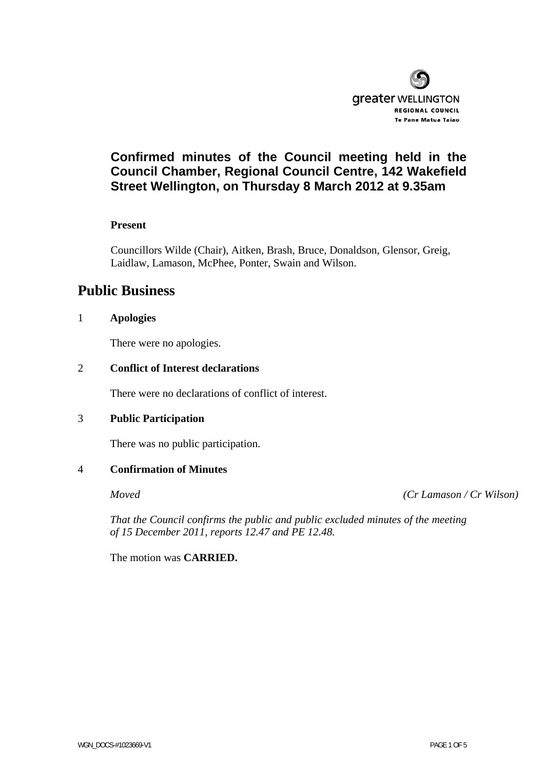greater WELLINGTON
REGIONAL COUNCIL
Te Pane Matua Taiao

## Confirmed minutes of the Council meeting held in the Council Chamber, Regional Council Centre, 142 Wakefield Street Wellington, on Thursday 8 March 2012 at 9.35am

**Present**

Councillors Wilde (Chair), Aitken, Brash, Bruce, Donaldson, Glensor, Greig, Laidlaw, Lamason, McPhee, Ponter, Swain and Wilson.

# Public Business

1 **Apologies**

There were no apologies.

2 **Conflict of Interest declarations**

There were no declarations of conflict of interest.

3 **Public Participation**

There was no public participation.

4 **Confirmation of Minutes**

*Moved* *(Cr Lamason / Cr Wilson)*

*That the Council confirms the public and public excluded minutes of the meeting of 15 December 2011, reports 12.47 and PE 12.48.*

The motion was **CARRIED.**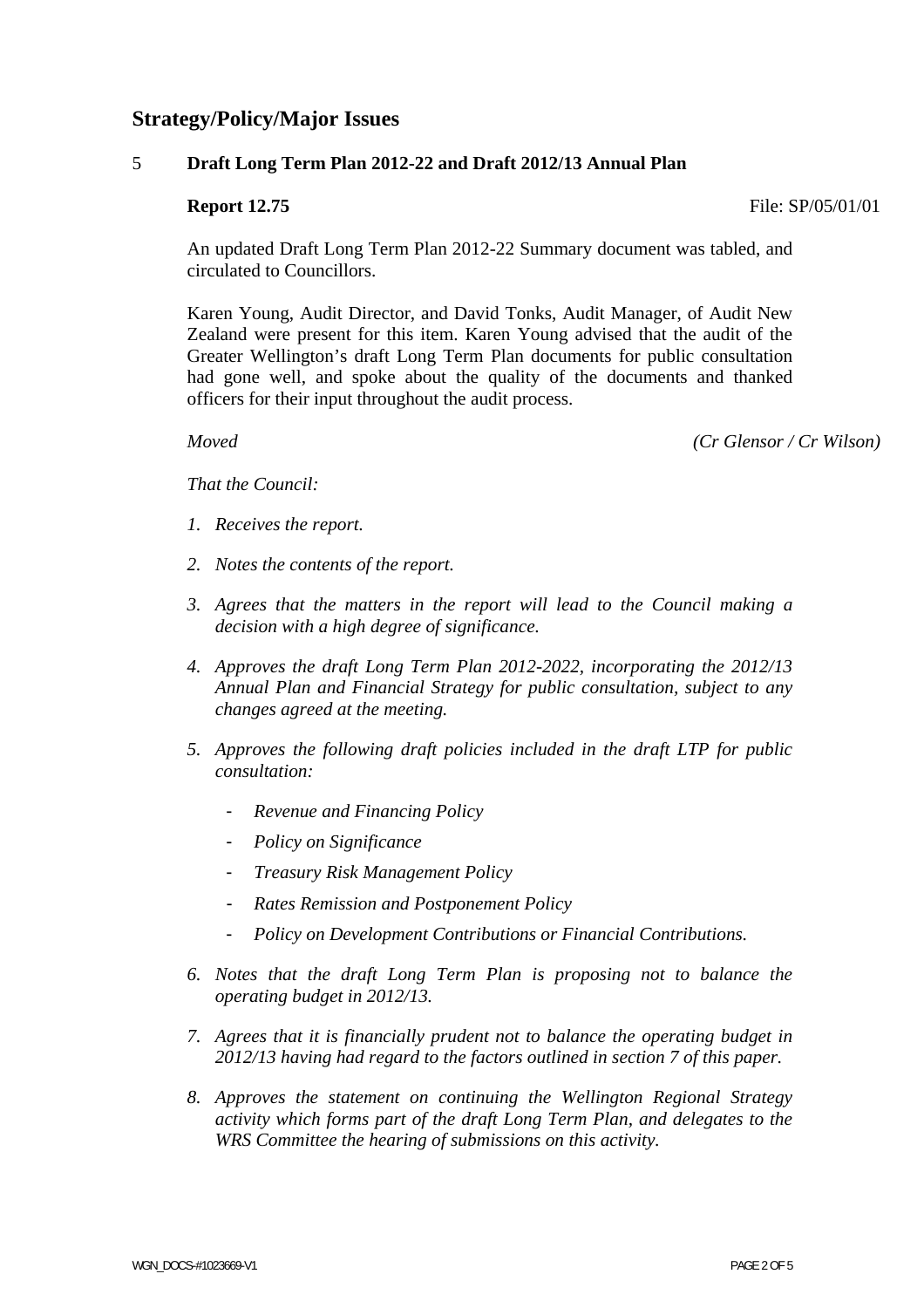## Strategy/Policy/Major Issues

### 5 Draft Long Term Plan 2012-22 and Draft 2012/13 Annual Plan

**Report 12.75** File: SP/05/01/01

An updated Draft Long Term Plan 2012-22 Summary document was tabled, and circulated to Councillors.

Karen Young, Audit Director, and David Tonks, Audit Manager, of Audit New Zealand were present for this item. Karen Young advised that the audit of the Greater Wellington's draft Long Term Plan documents for public consultation had gone well, and spoke about the quality of the documents and thanked officers for their input throughout the audit process.

*Moved* *(Cr Glensor / Cr Wilson)*

*That the Council:*

1. *Receives the report.*
2. *Notes the contents of the report.*
3. *Agrees that the matters in the report will lead to the Council making a decision with a high degree of significance.*
4. *Approves the draft Long Term Plan 2012-2022, incorporating the 2012/13 Annual Plan and Financial Strategy for public consultation, subject to any changes agreed at the meeting.*
5. *Approves the following draft policies included in the draft LTP for public consultation:*
   - *Revenue and Financing Policy*
   - *Policy on Significance*
   - *Treasury Risk Management Policy*
   - *Rates Remission and Postponement Policy*
   - *Policy on Development Contributions or Financial Contributions.*
6. *Notes that the draft Long Term Plan is proposing not to balance the operating budget in 2012/13.*
7. *Agrees that it is financially prudent not to balance the operating budget in 2012/13 having had regard to the factors outlined in section 7 of this paper.*
8. *Approves the statement on continuing the Wellington Regional Strategy activity which forms part of the draft Long Term Plan, and delegates to the WRS Committee the hearing of submissions on this activity.*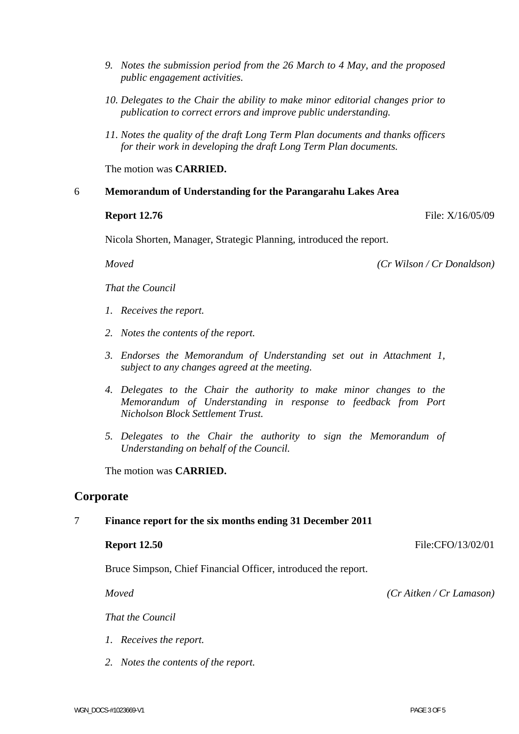9. *Notes the submission period from the 26 March to 4 May, and the proposed public engagement activities.*

10. *Delegates to the Chair the ability to make minor editorial changes prior to publication to correct errors and improve public understanding.*

11. *Notes the quality of the draft Long Term Plan documents and thanks officers for their work in developing the draft Long Term Plan documents.*

The motion was **CARRIED.**

6 **Memorandum of Understanding for the Parangarahu Lakes Area**

**Report 12.76** File: X/16/05/09

Nicola Shorten, Manager, Strategic Planning, introduced the report.

*Moved* *(Cr Wilson / Cr Donaldson)*

*That the Council*

1. *Receives the report.*

2. *Notes the contents of the report.*

3. *Endorses the Memorandum of Understanding set out in Attachment 1, subject to any changes agreed at the meeting.*

4. *Delegates to the Chair the authority to make minor changes to the Memorandum of Understanding in response to feedback from Port Nicholson Block Settlement Trust.*

5. *Delegates to the Chair the authority to sign the Memorandum of Understanding on behalf of the Council.*

The motion was **CARRIED.**

## Corporate

7 **Finance report for the six months ending 31 December 2011**

**Report 12.50** File:CFO/13/02/01

Bruce Simpson, Chief Financial Officer, introduced the report.

*Moved* *(Cr Aitken / Cr Lamason)*

*That the Council*

1. *Receives the report.*

2. *Notes the contents of the report.*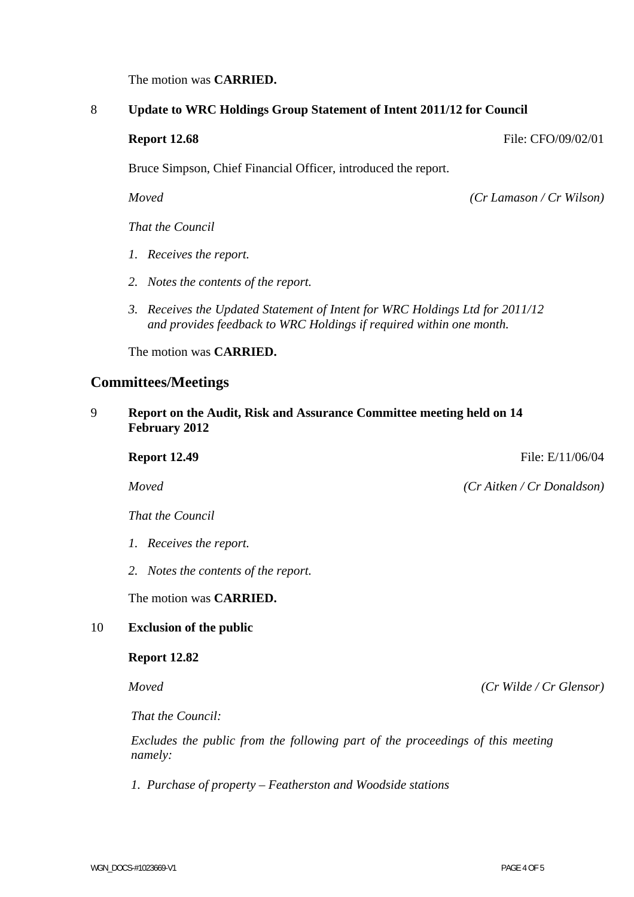The motion was **CARRIED.**

8 **Update to WRC Holdings Group Statement of Intent 2011/12 for Council**

**Report 12.68** File: CFO/09/02/01

Bruce Simpson, Chief Financial Officer, introduced the report.

*Moved* *(Cr Lamason / Cr Wilson)*

*That the Council*

1. *Receives the report.*
2. *Notes the contents of the report.*
3. *Receives the Updated Statement of Intent for WRC Holdings Ltd for 2011/12 and provides feedback to WRC Holdings if required within one month.*

The motion was **CARRIED.**

## Committees/Meetings

9 **Report on the Audit, Risk and Assurance Committee meeting held on 14 February 2012**

**Report 12.49** File: E/11/06/04

*Moved* *(Cr Aitken / Cr Donaldson)*

*That the Council*

1. *Receives the report.*
2. *Notes the contents of the report.*

The motion was **CARRIED.**

10 **Exclusion of the public**

**Report 12.82**

*Moved* *(Cr Wilde / Cr Glensor)*

*That the Council:*

*Excludes the public from the following part of the proceedings of this meeting namely:*

1. *Purchase of property – Featherston and Woodside stations*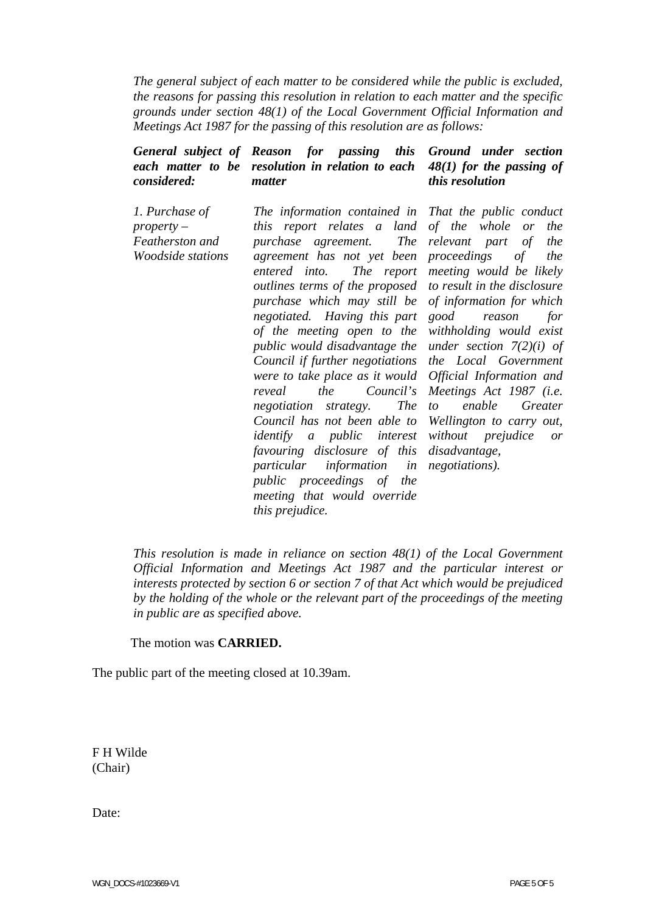*The general subject of each matter to be considered while the public is excluded, the reasons for passing this resolution in relation to each matter and the specific grounds under section 48(1) of the Local Government Official Information and Meetings Act 1987 for the passing of this resolution are as follows:*

| ***General subject of each matter to be considered:*** | ***Reason for passing this resolution in relation to each matter*** | ***Ground under section 48(1) for the passing of this resolution*** |
|---|---|---|
| *1. Purchase of property – Featherston and Woodside stations* | *The information contained in this report relates a land purchase agreement. The agreement has not yet been entered into. The report outlines terms of the proposed purchase which may still be negotiated. Having this part of the meeting open to the public would disadvantage the Council if further negotiations were to take place as it would reveal the Council's negotiation strategy. The Council has not been able to identify a public interest favouring disclosure of this particular information in public proceedings of the meeting that would override this prejudice.* | *That the public conduct of the whole or the relevant part of the proceedings of the meeting would be likely to result in the disclosure of information for which good reason for withholding would exist under section 7(2)(i) of the Local Government Official Information and Meetings Act 1987 (i.e. to enable Greater Wellington to carry out, without prejudice or disadvantage, negotiations).* |

*This resolution is made in reliance on section 48(1) of the Local Government Official Information and Meetings Act 1987 and the particular interest or interests protected by section 6 or section 7 of that Act which would be prejudiced by the holding of the whole or the relevant part of the proceedings of the meeting in public are as specified above.*

The motion was **CARRIED.**

The public part of the meeting closed at 10.39am.

F H Wilde
(Chair)

Date: